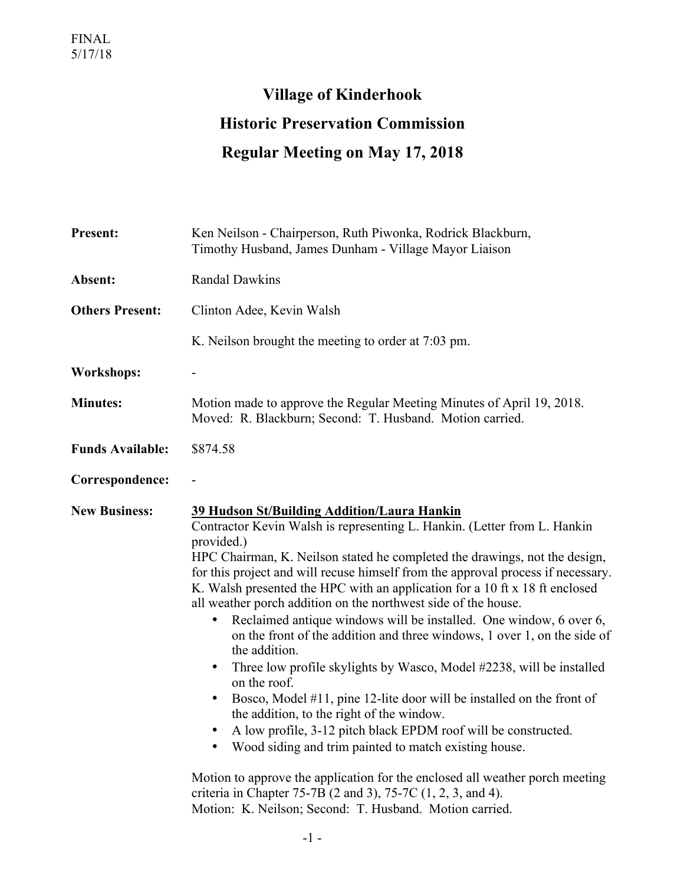FINAL
5/17/18

# Village of Kinderhook
## Historic Preservation Commission
## Regular Meeting on May 17, 2018

**Present:** Ken Neilson - Chairperson, Ruth Piwonka, Rodrick Blackburn, Timothy Husband, James Dunham - Village Mayor Liaison

**Absent:** Randal Dawkins

**Others Present:** Clinton Adee, Kevin Walsh

K. Neilson brought the meeting to order at 7:03 pm.

**Workshops:** -

**Minutes:** Motion made to approve the Regular Meeting Minutes of April 19, 2018. Moved: R. Blackburn; Second: T. Husband. Motion carried.

**Funds Available:** $874.58

**Correspondence:** -

**New Business:**

**<u>39 Hudson St/Building Addition/Laura Hankin</u>**
Contractor Kevin Walsh is representing L. Hankin. (Letter from L. Hankin provided.)
HPC Chairman, K. Neilson stated he completed the drawings, not the design, for this project and will recuse himself from the approval process if necessary.
K. Walsh presented the HPC with an application for a 10 ft x 18 ft enclosed all weather porch addition on the northwest side of the house.

- Reclaimed antique windows will be installed. One window, 6 over 6, on the front of the addition and three windows, 1 over 1, on the side of the addition.
- Three low profile skylights by Wasco, Model #2238, will be installed on the roof.
- Bosco, Model #11, pine 12-lite door will be installed on the front of the addition, to the right of the window.
- A low profile, 3-12 pitch black EPDM roof will be constructed.
- Wood siding and trim painted to match existing house.

Motion to approve the application for the enclosed all weather porch meeting criteria in Chapter 75-7B (2 and 3), 75-7C (1, 2, 3, and 4).
Motion: K. Neilson; Second: T. Husband. Motion carried.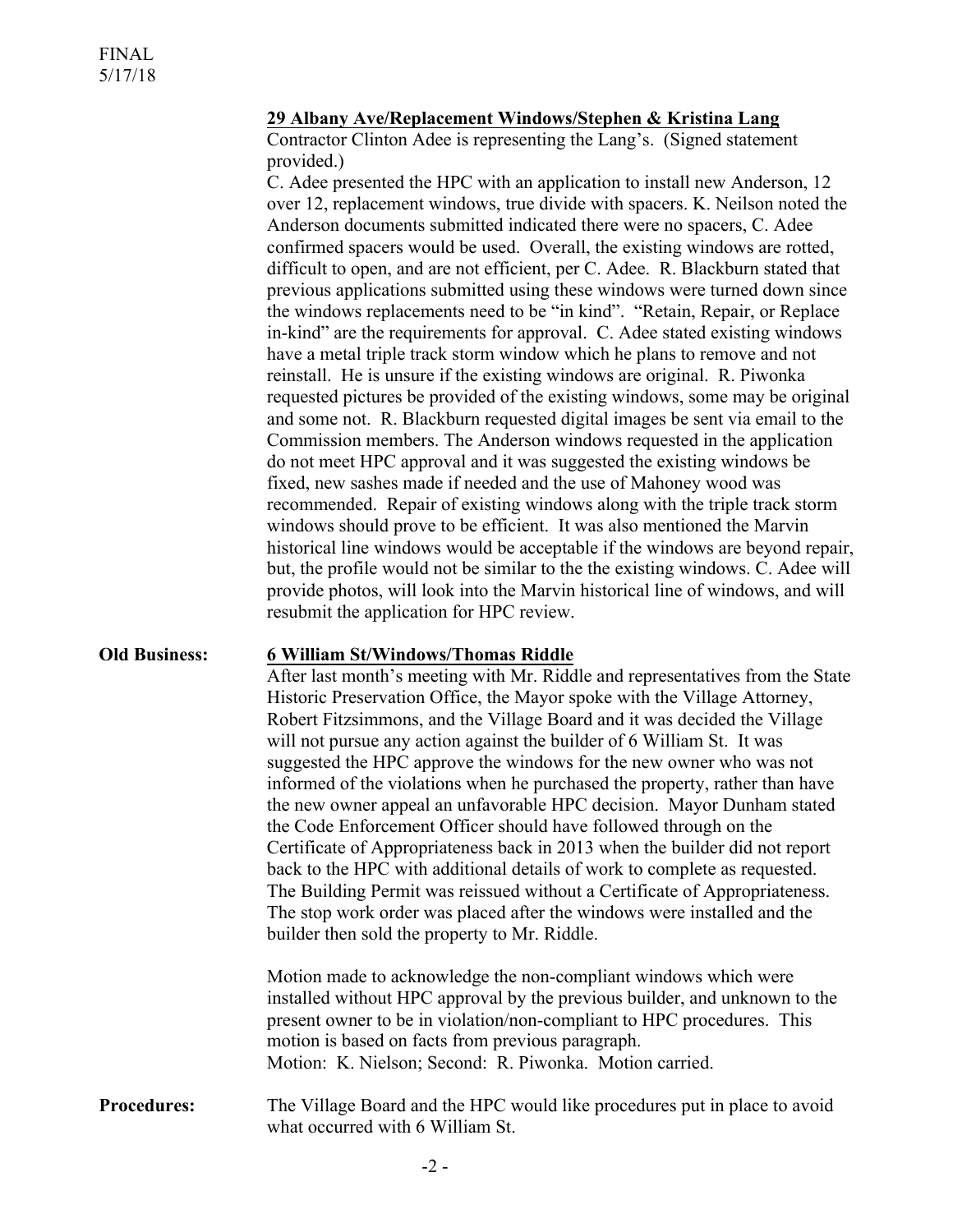FINAL
5/17/18

**29 Albany Ave/Replacement Windows/Stephen & Kristina Lang**

Contractor Clinton Adee is representing the Lang's. (Signed statement provided.)

C. Adee presented the HPC with an application to install new Anderson, 12 over 12, replacement windows, true divide with spacers. K. Neilson noted the Anderson documents submitted indicated there were no spacers, C. Adee confirmed spacers would be used. Overall, the existing windows are rotted, difficult to open, and are not efficient, per C. Adee. R. Blackburn stated that previous applications submitted using these windows were turned down since the windows replacements need to be "in kind". "Retain, Repair, or Replace in-kind" are the requirements for approval. C. Adee stated existing windows have a metal triple track storm window which he plans to remove and not reinstall. He is unsure if the existing windows are original. R. Piwonka requested pictures be provided of the existing windows, some may be original and some not. R. Blackburn requested digital images be sent via email to the Commission members. The Anderson windows requested in the application do not meet HPC approval and it was suggested the existing windows be fixed, new sashes made if needed and the use of Mahoney wood was recommended. Repair of existing windows along with the triple track storm windows should prove to be efficient. It was also mentioned the Marvin historical line windows would be acceptable if the windows are beyond repair, but, the profile would not be similar to the the existing windows. C. Adee will provide photos, will look into the Marvin historical line of windows, and will resubmit the application for HPC review.

**Old Business:** **6 William St/Windows/Thomas Riddle**

After last month's meeting with Mr. Riddle and representatives from the State Historic Preservation Office, the Mayor spoke with the Village Attorney, Robert Fitzsimmons, and the Village Board and it was decided the Village will not pursue any action against the builder of 6 William St. It was suggested the HPC approve the windows for the new owner who was not informed of the violations when he purchased the property, rather than have the new owner appeal an unfavorable HPC decision. Mayor Dunham stated the Code Enforcement Officer should have followed through on the Certificate of Appropriateness back in 2013 when the builder did not report back to the HPC with additional details of work to complete as requested. The Building Permit was reissued without a Certificate of Appropriateness. The stop work order was placed after the windows were installed and the builder then sold the property to Mr. Riddle.

Motion made to acknowledge the non-compliant windows which were installed without HPC approval by the previous builder, and unknown to the present owner to be in violation/non-compliant to HPC procedures. This motion is based on facts from previous paragraph.
Motion: K. Nielson; Second: R. Piwonka. Motion carried.

**Procedures:** The Village Board and the HPC would like procedures put in place to avoid what occurred with 6 William St.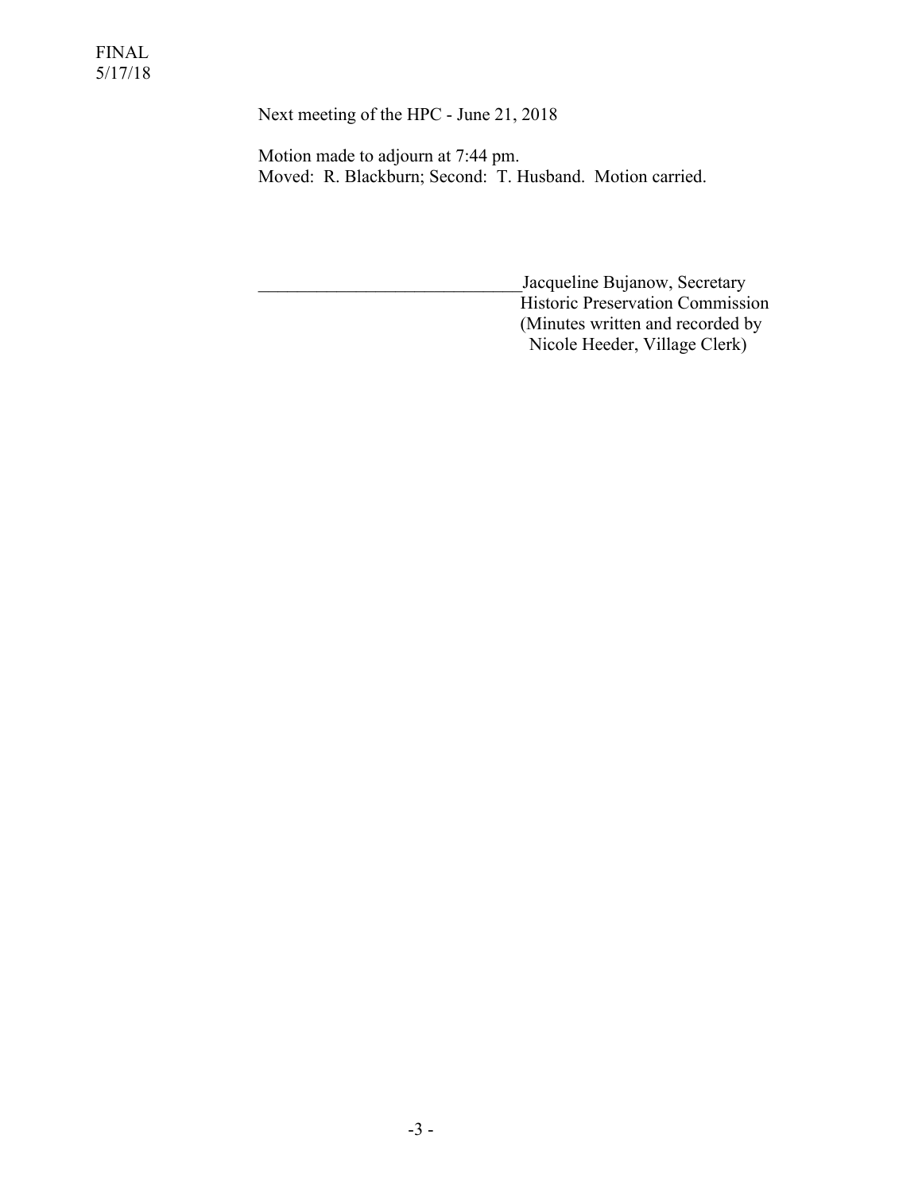FINAL
5/17/18

Next meeting of the HPC - June 21, 2018

Motion made to adjourn at 7:44 pm.
Moved: R. Blackburn; Second: T. Husband. Motion carried.

_____________________________ Jacqueline Bujanow, Secretary
Historic Preservation Commission
(Minutes written and recorded by
Nicole Heeder, Village Clerk)